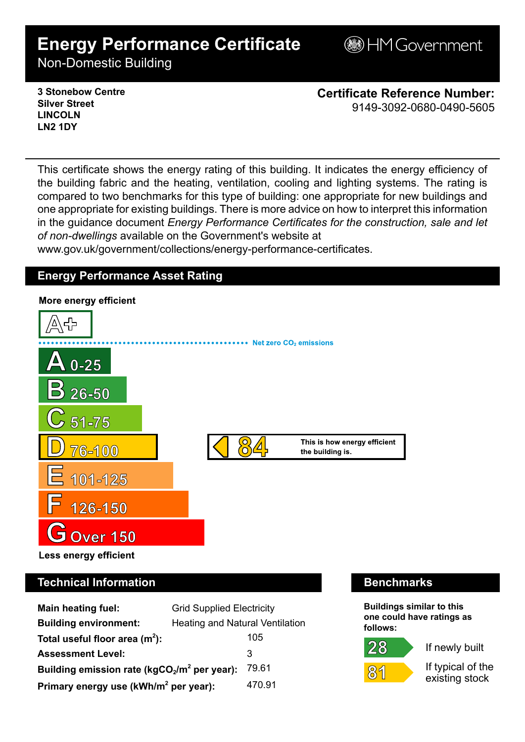# Energy Performance Certificate

Non-Domestic Building

HM Government

**3 Stonebow Centre**
**Silver Street**
**LINCOLN**
**LN2 1DY**

**Certificate Reference Number:**
9149-3092-0680-0490-5605

This certificate shows the energy rating of this building. It indicates the energy efficiency of the building fabric and the heating, ventilation, cooling and lighting systems. The rating is compared to two benchmarks for this type of building: one appropriate for new buildings and one appropriate for existing buildings. There is more advice on how to interpret this information in the guidance document *Energy Performance Certificates for the construction, sale and let of non-dwellings* available on the Government's website at www.gov.uk/government/collections/energy-performance-certificates.

## Energy Performance Asset Rating

**More energy efficient**

- A+
- Net zero $CO_2$ emissions
- A 0-25
- B 26-50
- C 51-75
- D 76-100
- E 101-125
- F 126-150
- G Over 150

**Less energy efficient**

**84** — This is how energy efficient the building is. (D)

## Technical Information

| | |
|---|---|
| **Main heating fuel:** | Grid Supplied Electricity |
| **Building environment:** | Heating and Natural Ventilation |
| **Total useful floor area ($m^2$):** | 105 |
| **Assessment Level:** | 3 |
| **Building emission rate ($kgCO_2/m^2$ per year):** | 79.61 |
| **Primary energy use ($kWh/m^2$ per year):** | 470.91 |

## Benchmarks

**Buildings similar to this one could have ratings as follows:**

- **28** — If newly built
- **81** — If typical of the existing stock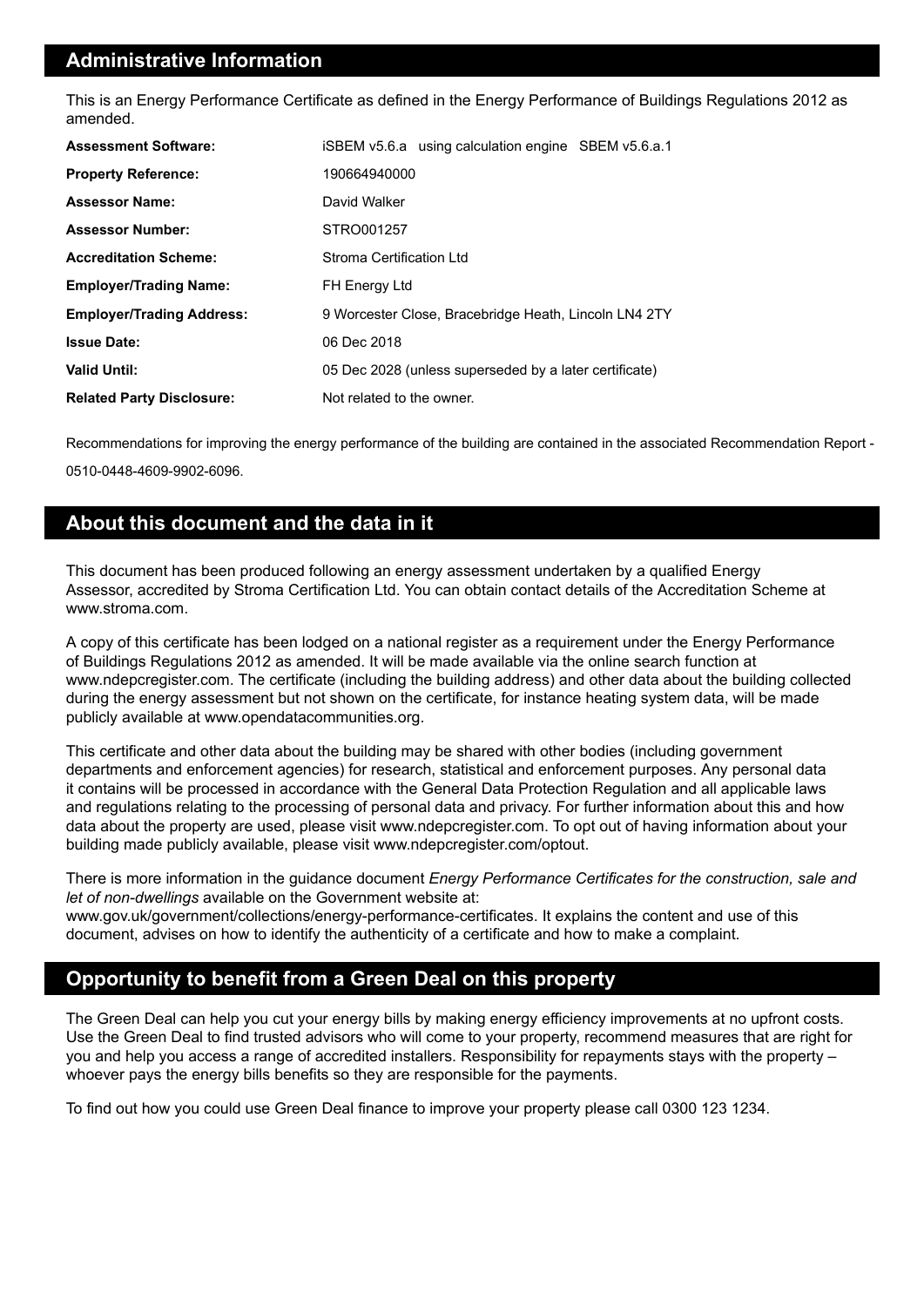## Administrative Information

This is an Energy Performance Certificate as defined in the Energy Performance of Buildings Regulations 2012 as amended.

| | |
|---|---|
| **Assessment Software:** | iSBEM v5.6.a using calculation engine SBEM v5.6.a.1 |
| **Property Reference:** | 190664940000 |
| **Assessor Name:** | David Walker |
| **Assessor Number:** | STRO001257 |
| **Accreditation Scheme:** | Stroma Certification Ltd |
| **Employer/Trading Name:** | FH Energy Ltd |
| **Employer/Trading Address:** | 9 Worcester Close, Bracebridge Heath, Lincoln LN4 2TY |
| **Issue Date:** | 06 Dec 2018 |
| **Valid Until:** | 05 Dec 2028 (unless superseded by a later certificate) |
| **Related Party Disclosure:** | Not related to the owner. |

Recommendations for improving the energy performance of the building are contained in the associated Recommendation Report - 0510-0448-4609-9902-6096.

## About this document and the data in it

This document has been produced following an energy assessment undertaken by a qualified Energy Assessor, accredited by Stroma Certification Ltd. You can obtain contact details of the Accreditation Scheme at www.stroma.com.

A copy of this certificate has been lodged on a national register as a requirement under the Energy Performance of Buildings Regulations 2012 as amended. It will be made available via the online search function at www.ndepcregister.com. The certificate (including the building address) and other data about the building collected during the energy assessment but not shown on the certificate, for instance heating system data, will be made publicly available at www.opendatacommunities.org.

This certificate and other data about the building may be shared with other bodies (including government departments and enforcement agencies) for research, statistical and enforcement purposes. Any personal data it contains will be processed in accordance with the General Data Protection Regulation and all applicable laws and regulations relating to the processing of personal data and privacy. For further information about this and how data about the property are used, please visit www.ndepcregister.com. To opt out of having information about your building made publicly available, please visit www.ndepcregister.com/optout.

There is more information in the guidance document *Energy Performance Certificates for the construction, sale and let of non-dwellings* available on the Government website at: www.gov.uk/government/collections/energy-performance-certificates. It explains the content and use of this document, advises on how to identify the authenticity of a certificate and how to make a complaint.

## Opportunity to benefit from a Green Deal on this property

The Green Deal can help you cut your energy bills by making energy efficiency improvements at no upfront costs. Use the Green Deal to find trusted advisors who will come to your property, recommend measures that are right for you and help you access a range of accredited installers. Responsibility for repayments stays with the property – whoever pays the energy bills benefits so they are responsible for the payments.

To find out how you could use Green Deal finance to improve your property please call 0300 123 1234.